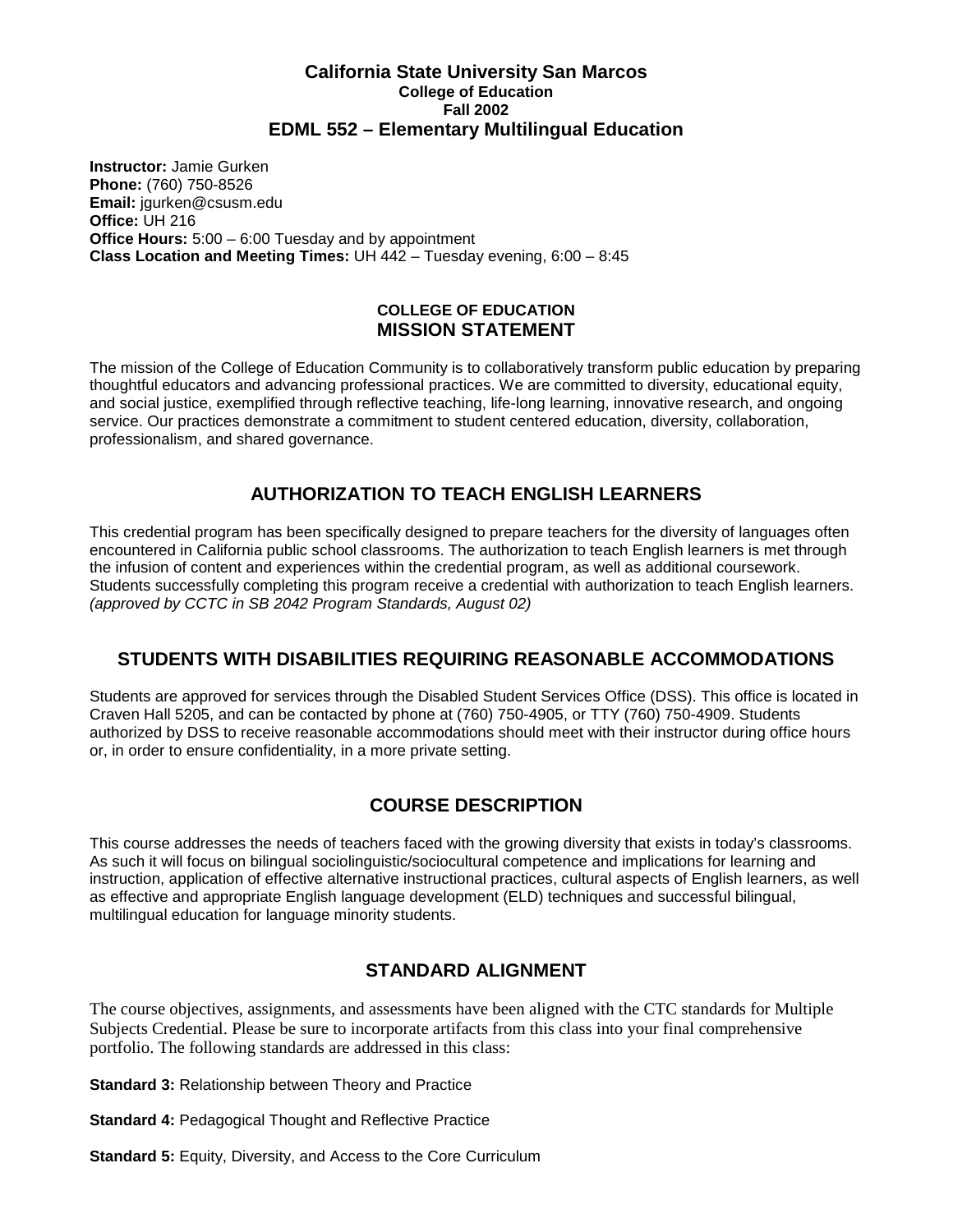# California State University San Marcos

### College of Education

### Fall 2002

## EDML 552 – Elementary Multilingual Education

**Instructor:** Jamie Gurken
**Phone:** (760) 750-8526
**Email:** jgurken@csusm.edu
**Office:** UH 216
**Office Hours:** 5:00 – 6:00 Tuesday and by appointment
**Class Location and Meeting Times:** UH 442 – Tuesday evening, 6:00 – 8:45

## COLLEGE OF EDUCATION MISSION STATEMENT

The mission of the College of Education Community is to collaboratively transform public education by preparing thoughtful educators and advancing professional practices. We are committed to diversity, educational equity, and social justice, exemplified through reflective teaching, life-long learning, innovative research, and ongoing service. Our practices demonstrate a commitment to student centered education, diversity, collaboration, professionalism, and shared governance.

## AUTHORIZATION TO TEACH ENGLISH LEARNERS

This credential program has been specifically designed to prepare teachers for the diversity of languages often encountered in California public school classrooms. The authorization to teach English learners is met through the infusion of content and experiences within the credential program, as well as additional coursework. Students successfully completing this program receive a credential with authorization to teach English learners. *(approved by CCTC in SB 2042 Program Standards, August 02)*

## STUDENTS WITH DISABILITIES REQUIRING REASONABLE ACCOMMODATIONS

Students are approved for services through the Disabled Student Services Office (DSS). This office is located in Craven Hall 5205, and can be contacted by phone at (760) 750-4905, or TTY (760) 750-4909. Students authorized by DSS to receive reasonable accommodations should meet with their instructor during office hours or, in order to ensure confidentiality, in a more private setting.

## COURSE DESCRIPTION

This course addresses the needs of teachers faced with the growing diversity that exists in today's classrooms. As such it will focus on bilingual sociolinguistic/sociocultural competence and implications for learning and instruction, application of effective alternative instructional practices, cultural aspects of English learners, as well as effective and appropriate English language development (ELD) techniques and successful bilingual, multilingual education for language minority students.

## STANDARD ALIGNMENT

The course objectives, assignments, and assessments have been aligned with the CTC standards for Multiple Subjects Credential. Please be sure to incorporate artifacts from this class into your final comprehensive portfolio. The following standards are addressed in this class:

**Standard 3:** Relationship between Theory and Practice

**Standard 4:** Pedagogical Thought and Reflective Practice

**Standard 5:** Equity, Diversity, and Access to the Core Curriculum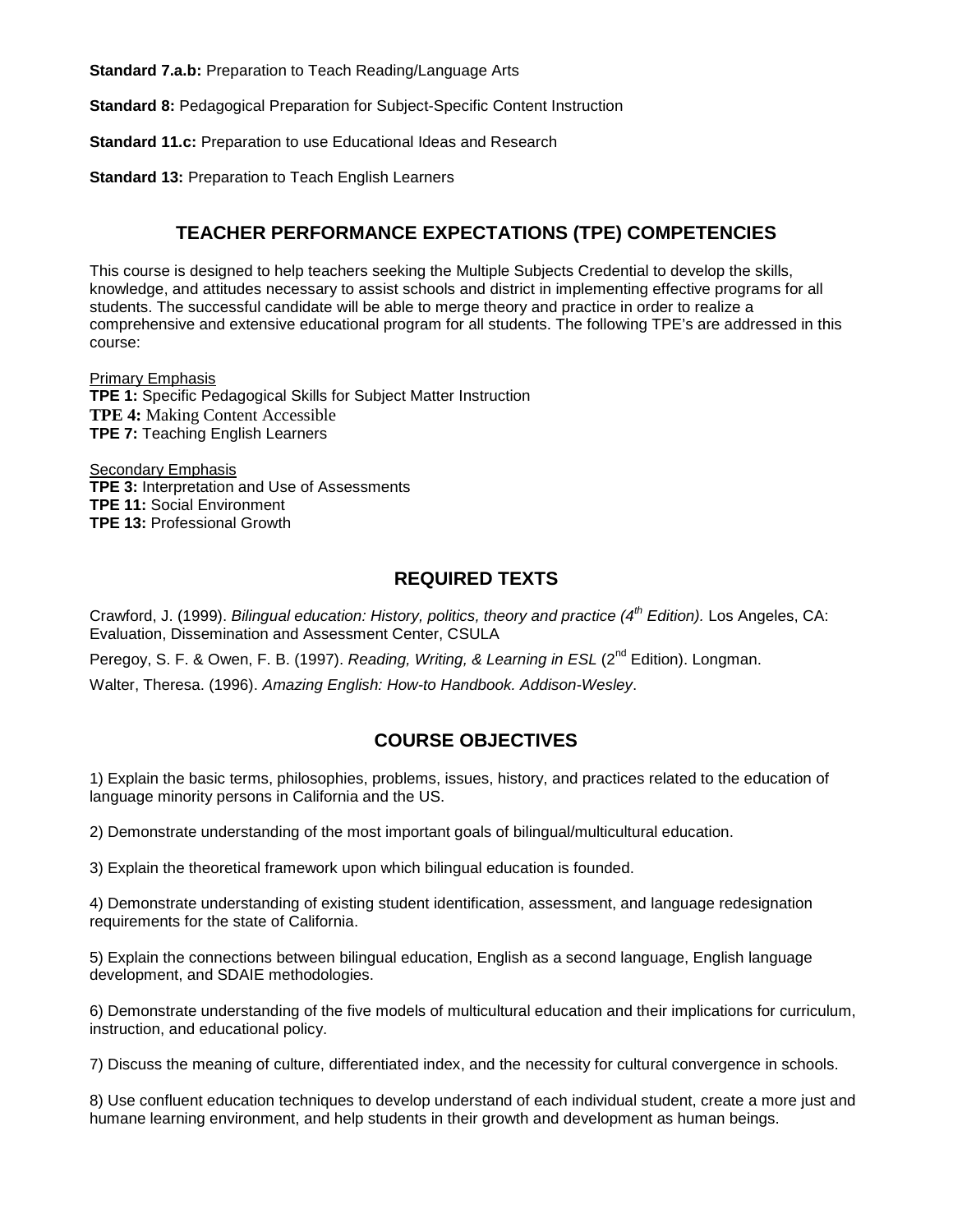**Standard 7.a.b:** Preparation to Teach Reading/Language Arts

**Standard 8:** Pedagogical Preparation for Subject-Specific Content Instruction

**Standard 11.c:** Preparation to use Educational Ideas and Research

**Standard 13:** Preparation to Teach English Learners

## TEACHER PERFORMANCE EXPECTATIONS (TPE) COMPETENCIES

This course is designed to help teachers seeking the Multiple Subjects Credential to develop the skills, knowledge, and attitudes necessary to assist schools and district in implementing effective programs for all students. The successful candidate will be able to merge theory and practice in order to realize a comprehensive and extensive educational program for all students. The following TPE's are addressed in this course:

<u>Primary Emphasis</u>
**TPE 1:** Specific Pedagogical Skills for Subject Matter Instruction
**TPE 4:** Making Content Accessible
**TPE 7:** Teaching English Learners

<u>Secondary Emphasis</u>
**TPE 3:** Interpretation and Use of Assessments
**TPE 11:** Social Environment
**TPE 13:** Professional Growth

## REQUIRED TEXTS

Crawford, J. (1999). *Bilingual education: History, politics, theory and practice (4th Edition).* Los Angeles, CA: Evaluation, Dissemination and Assessment Center, CSULA

Peregoy, S. F. & Owen, F. B. (1997). *Reading, Writing, & Learning in ESL* (2nd Edition). Longman.

Walter, Theresa. (1996). *Amazing English: How-to Handbook. Addison-Wesley*.

## COURSE OBJECTIVES

1) Explain the basic terms, philosophies, problems, issues, history, and practices related to the education of language minority persons in California and the US.

2) Demonstrate understanding of the most important goals of bilingual/multicultural education.

3) Explain the theoretical framework upon which bilingual education is founded.

4) Demonstrate understanding of existing student identification, assessment, and language redesignation requirements for the state of California.

5) Explain the connections between bilingual education, English as a second language, English language development, and SDAIE methodologies.

6) Demonstrate understanding of the five models of multicultural education and their implications for curriculum, instruction, and educational policy.

7) Discuss the meaning of culture, differentiated index, and the necessity for cultural convergence in schools.

8) Use confluent education techniques to develop understand of each individual student, create a more just and humane learning environment, and help students in their growth and development as human beings.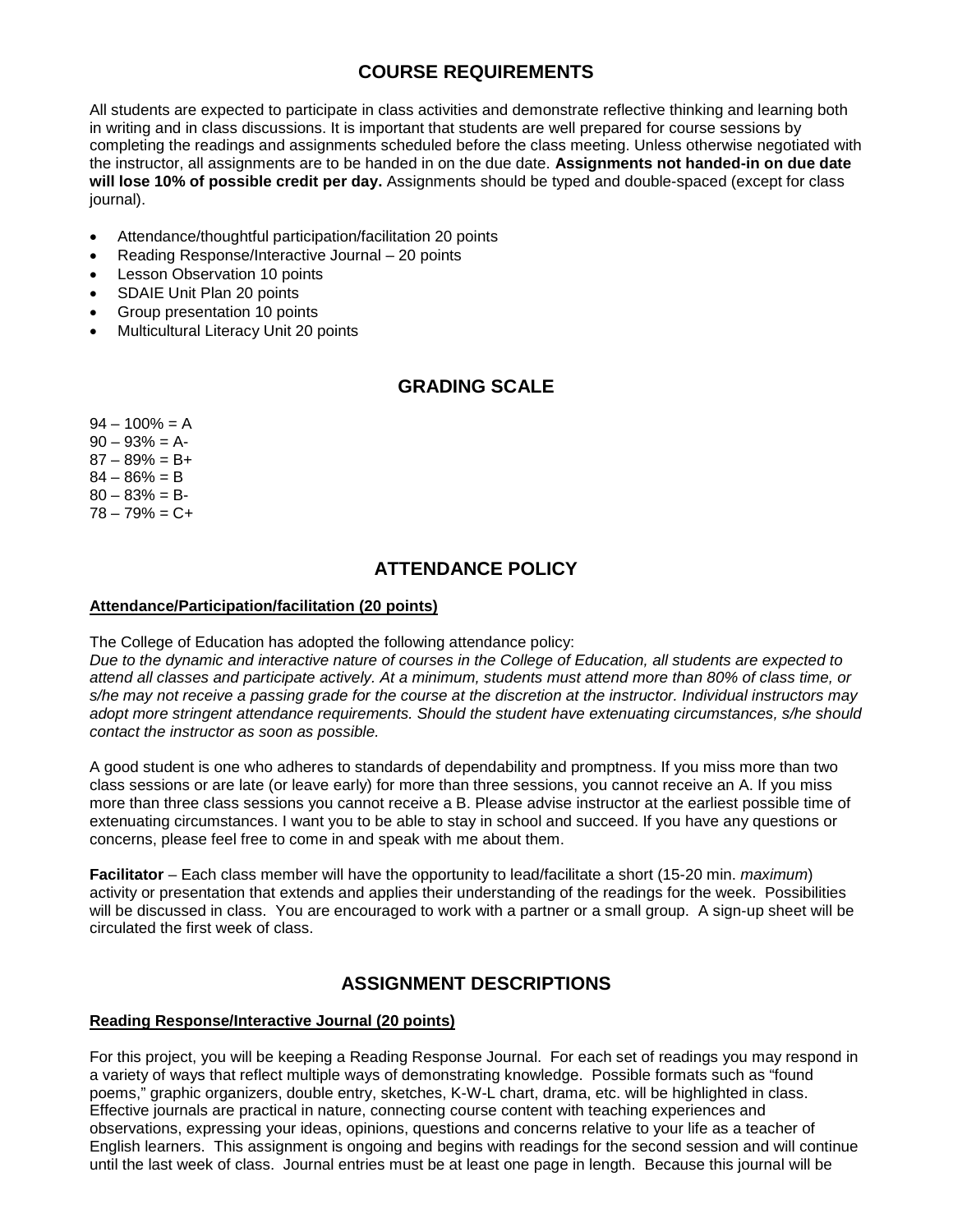## COURSE REQUIREMENTS

All students are expected to participate in class activities and demonstrate reflective thinking and learning both in writing and in class discussions. It is important that students are well prepared for course sessions by completing the readings and assignments scheduled before the class meeting. Unless otherwise negotiated with the instructor, all assignments are to be handed in on the due date. **Assignments not handed-in on due date will lose 10% of possible credit per day.** Assignments should be typed and double-spaced (except for class journal).

- Attendance/thoughtful participation/facilitation 20 points
- Reading Response/Interactive Journal – 20 points
- Lesson Observation 10 points
- SDAIE Unit Plan 20 points
- Group presentation 10 points
- Multicultural Literacy Unit 20 points

## GRADING SCALE

94 – 100% = A
90 – 93% = A-
87 – 89% = B+
84 – 86% = B
80 – 83% = B-
78 – 79% = C+

## ATTENDANCE POLICY

**Attendance/Participation/facilitation (20 points)**

The College of Education has adopted the following attendance policy:
*Due to the dynamic and interactive nature of courses in the College of Education, all students are expected to attend all classes and participate actively. At a minimum, students must attend more than 80% of class time, or s/he may not receive a passing grade for the course at the discretion at the instructor. Individual instructors may adopt more stringent attendance requirements. Should the student have extenuating circumstances, s/he should contact the instructor as soon as possible.*

A good student is one who adheres to standards of dependability and promptness. If you miss more than two class sessions or are late (or leave early) for more than three sessions, you cannot receive an A. If you miss more than three class sessions you cannot receive a B. Please advise instructor at the earliest possible time of extenuating circumstances. I want you to be able to stay in school and succeed. If you have any questions or concerns, please feel free to come in and speak with me about them.

**Facilitator** – Each class member will have the opportunity to lead/facilitate a short (15-20 min. *maximum*) activity or presentation that extends and applies their understanding of the readings for the week. Possibilities will be discussed in class. You are encouraged to work with a partner or a small group. A sign-up sheet will be circulated the first week of class.

## ASSIGNMENT DESCRIPTIONS

**Reading Response/Interactive Journal (20 points)**

For this project, you will be keeping a Reading Response Journal. For each set of readings you may respond in a variety of ways that reflect multiple ways of demonstrating knowledge. Possible formats such as "found poems," graphic organizers, double entry, sketches, K-W-L chart, drama, etc. will be highlighted in class. Effective journals are practical in nature, connecting course content with teaching experiences and observations, expressing your ideas, opinions, questions and concerns relative to your life as a teacher of English learners. This assignment is ongoing and begins with readings for the second session and will continue until the last week of class. Journal entries must be at least one page in length. Because this journal will be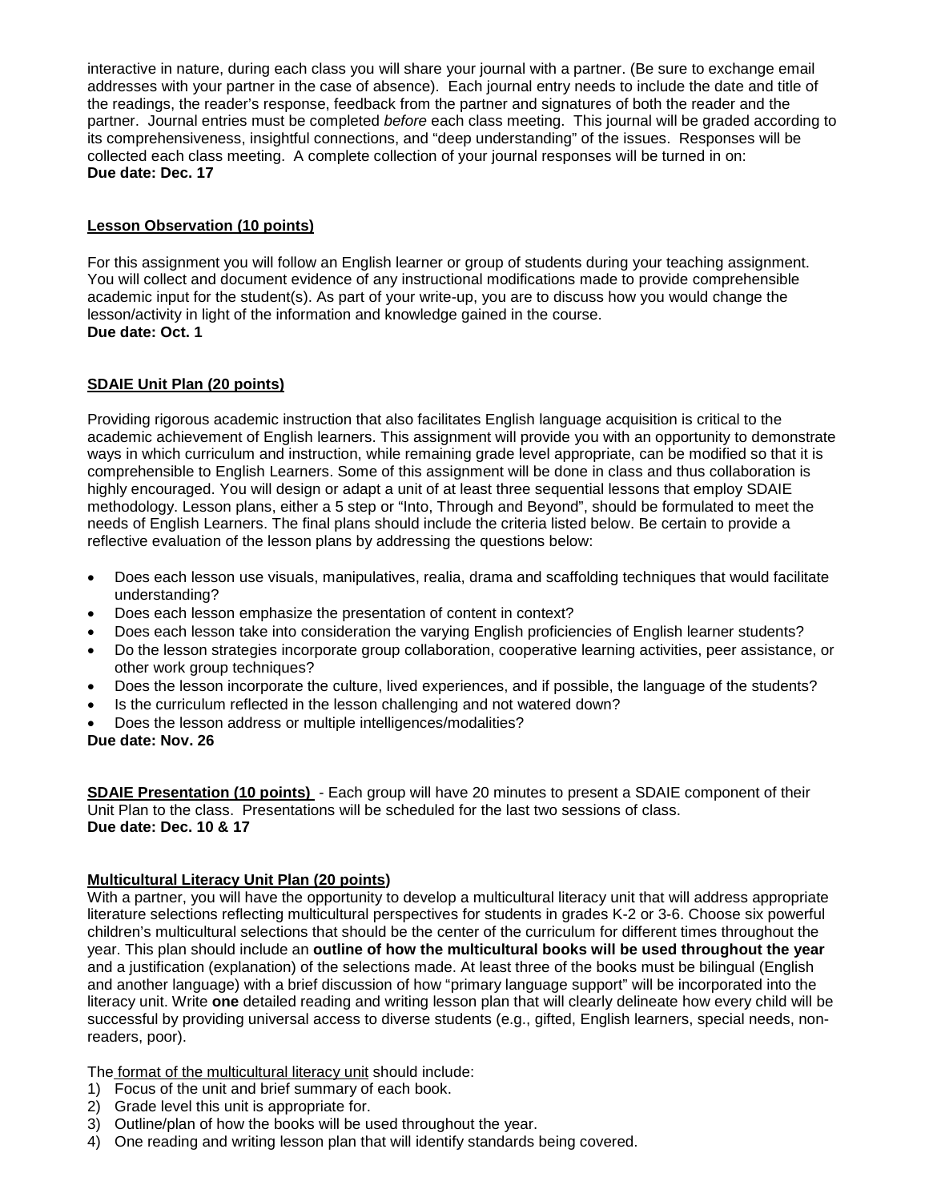interactive in nature, during each class you will share your journal with a partner. (Be sure to exchange email addresses with your partner in the case of absence). Each journal entry needs to include the date and title of the readings, the reader's response, feedback from the partner and signatures of both the reader and the partner. Journal entries must be completed *before* each class meeting. This journal will be graded according to its comprehensiveness, insightful connections, and "deep understanding" of the issues. Responses will be collected each class meeting. A complete collection of your journal responses will be turned in on:
**Due date: Dec. 17**

**Lesson Observation (10 points)**

For this assignment you will follow an English learner or group of students during your teaching assignment. You will collect and document evidence of any instructional modifications made to provide comprehensible academic input for the student(s). As part of your write-up, you are to discuss how you would change the lesson/activity in light of the information and knowledge gained in the course.
**Due date: Oct. 1**

**SDAIE Unit Plan (20 points)**

Providing rigorous academic instruction that also facilitates English language acquisition is critical to the academic achievement of English learners. This assignment will provide you with an opportunity to demonstrate ways in which curriculum and instruction, while remaining grade level appropriate, can be modified so that it is comprehensible to English Learners. Some of this assignment will be done in class and thus collaboration is highly encouraged. You will design or adapt a unit of at least three sequential lessons that employ SDAIE methodology. Lesson plans, either a 5 step or "Into, Through and Beyond", should be formulated to meet the needs of English Learners. The final plans should include the criteria listed below. Be certain to provide a reflective evaluation of the lesson plans by addressing the questions below:

- Does each lesson use visuals, manipulatives, realia, drama and scaffolding techniques that would facilitate understanding?
- Does each lesson emphasize the presentation of content in context?
- Does each lesson take into consideration the varying English proficiencies of English learner students?
- Do the lesson strategies incorporate group collaboration, cooperative learning activities, peer assistance, or other work group techniques?
- Does the lesson incorporate the culture, lived experiences, and if possible, the language of the students?
- Is the curriculum reflected in the lesson challenging and not watered down?
- Does the lesson address or multiple intelligences/modalities?

**Due date: Nov. 26**

**SDAIE Presentation (10 points)** - Each group will have 20 minutes to present a SDAIE component of their Unit Plan to the class. Presentations will be scheduled for the last two sessions of class.
**Due date: Dec. 10 & 17**

**Multicultural Literacy Unit Plan (20 points)**

With a partner, you will have the opportunity to develop a multicultural literacy unit that will address appropriate literature selections reflecting multicultural perspectives for students in grades K-2 or 3-6. Choose six powerful children's multicultural selections that should be the center of the curriculum for different times throughout the year. This plan should include an **outline of how the multicultural books will be used throughout the year** and a justification (explanation) of the selections made. At least three of the books must be bilingual (English and another language) with a brief discussion of how "primary language support" will be incorporated into the literacy unit. Write **one** detailed reading and writing lesson plan that will clearly delineate how every child will be successful by providing universal access to diverse students (e.g., gifted, English learners, special needs, non-readers, poor).

The format of the multicultural literacy unit should include:

1) Focus of the unit and brief summary of each book.
2) Grade level this unit is appropriate for.
3) Outline/plan of how the books will be used throughout the year.
4) One reading and writing lesson plan that will identify standards being covered.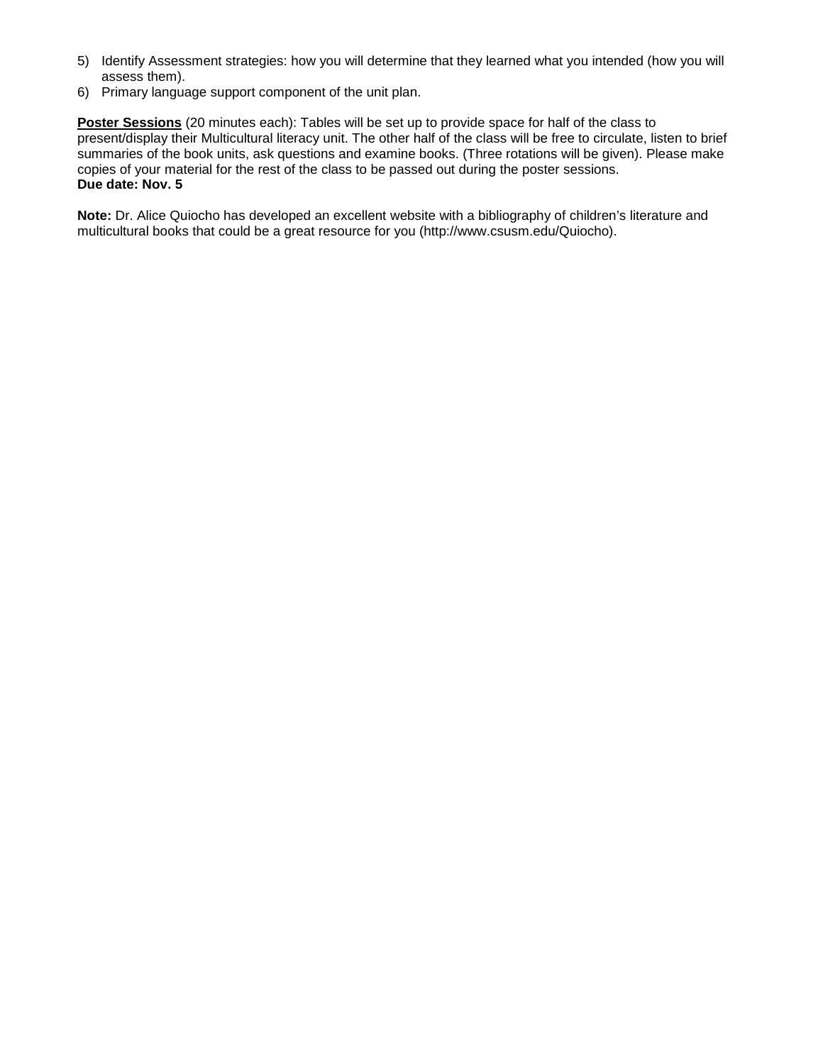5) Identify Assessment strategies: how you will determine that they learned what you intended (how you will assess them).
6) Primary language support component of the unit plan.

**Poster Sessions** (20 minutes each): Tables will be set up to provide space for half of the class to present/display their Multicultural literacy unit. The other half of the class will be free to circulate, listen to brief summaries of the book units, ask questions and examine books. (Three rotations will be given). Please make copies of your material for the rest of the class to be passed out during the poster sessions.
**Due date: Nov. 5**

**Note:** Dr. Alice Quiocho has developed an excellent website with a bibliography of children's literature and multicultural books that could be a great resource for you (http://www.csusm.edu/Quiocho).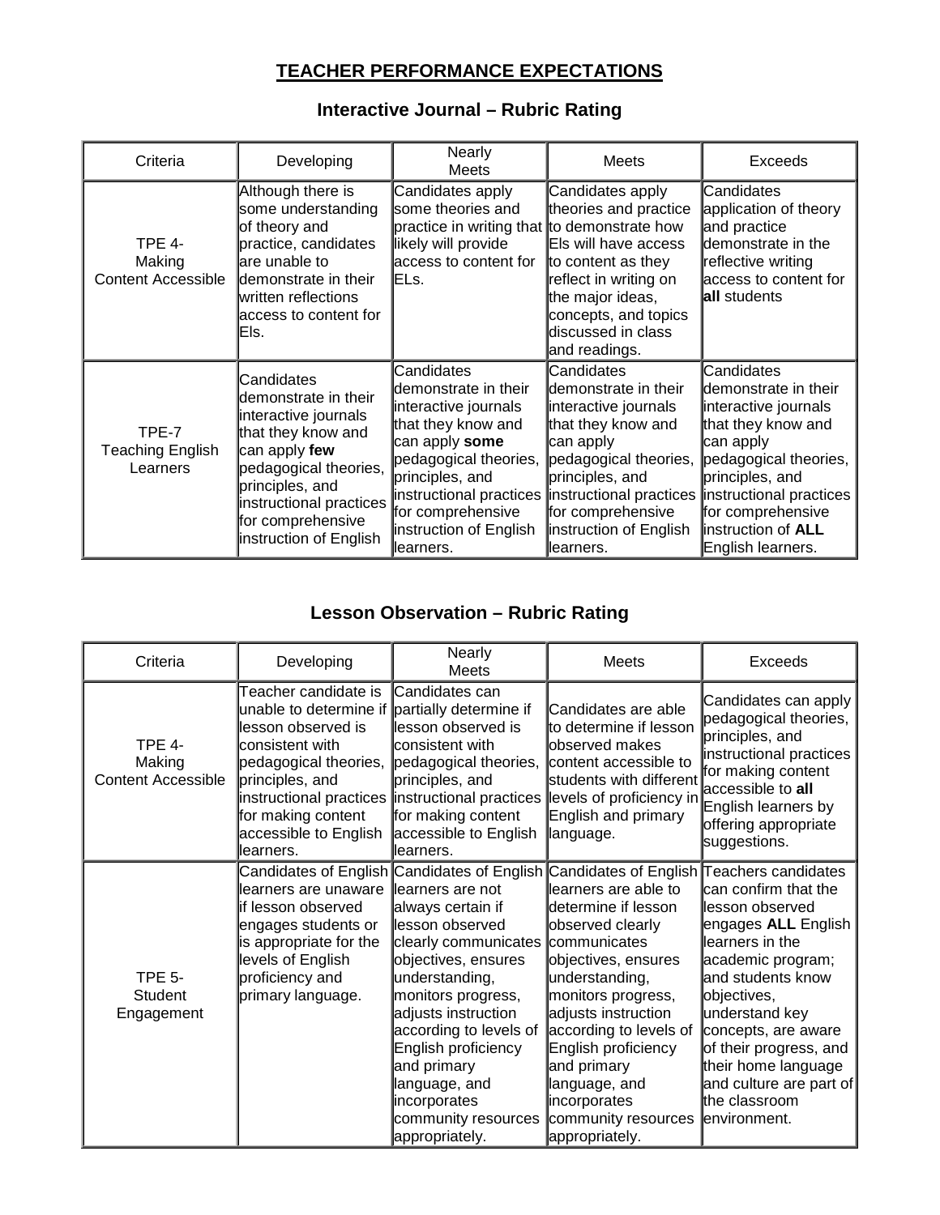# TEACHER PERFORMANCE EXPECTATIONS

## Interactive Journal – Rubric Rating

| Criteria | Developing | Nearly Meets | Meets | Exceeds |
|---|---|---|---|---|
| TPE 4- Making Content Accessible | Although there is some understanding of theory and practice, candidates are unable to demonstrate in their written reflections access to content for Els. | Candidates apply some theories and practice in writing that likely will provide access to content for ELs. | Candidates apply theories and practice to demonstrate how Els will have access to content as they reflect in writing on the major ideas, concepts, and topics discussed in class and readings. | Candidates application of theory and practice demonstrate in the reflective writing access to content for **all** students |
| TPE-7 Teaching English Learners | Candidates demonstrate in their interactive journals that they know and can apply **few** pedagogical theories, principles, and instructional practices for comprehensive instruction of English | Candidates demonstrate in their interactive journals that they know and can apply **some** pedagogical theories, principles, and instructional practices for comprehensive instruction of English learners. | Candidates demonstrate in their interactive journals that they know and can apply pedagogical theories, principles, and instructional practices for comprehensive instruction of English learners. | Candidates demonstrate in their interactive journals that they know and can apply pedagogical theories, principles, and instructional practices for comprehensive instruction of **ALL** English learners. |

## Lesson Observation – Rubric Rating

| Criteria | Developing | Nearly Meets | Meets | Exceeds |
|---|---|---|---|---|
| TPE 4- Making Content Accessible | Teacher candidate is unable to determine if lesson observed is consistent with pedagogical theories, principles, and instructional practices for making content accessible to English learners. | Candidates can partially determine if lesson observed is consistent with pedagogical theories, principles, and instructional practices for making content accessible to English learners. | Candidates are able to determine if lesson observed makes content accessible to students with different levels of proficiency in English and primary language. | Candidates can apply pedagogical theories, principles, and instructional practices for making content accessible to **all** English learners by offering appropriate suggestions. |
| TPE 5- Student Engagement | Candidates of English learners are unaware if lesson observed engages students or is appropriate for the levels of English proficiency and primary language. | Candidates of English learners are not always certain if lesson observed clearly communicates objectives, ensures understanding, monitors progress, adjusts instruction according to levels of English proficiency and primary language, and incorporates community resources appropriately. | Candidates of English learners are able to determine if lesson observed clearly communicates objectives, ensures understanding, monitors progress, adjusts instruction according to levels of English proficiency and primary language, and incorporates community resources appropriately. | Teachers candidates can confirm that the lesson observed engages **ALL** English learners in the academic program; and students know objectives, understand key concepts, are aware of their progress, and their home language and culture are part of the classroom environment. |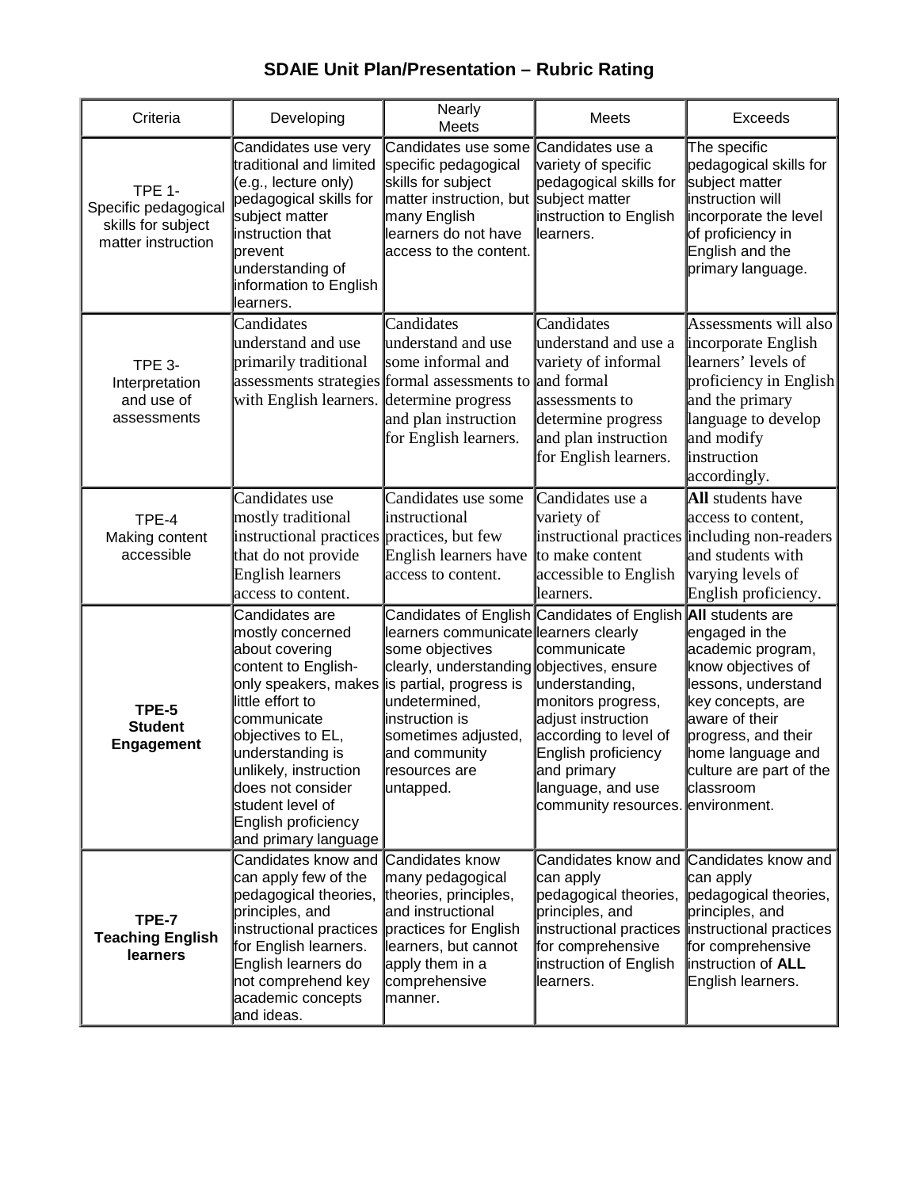# SDAIE Unit Plan/Presentation – Rubric Rating

| Criteria | Developing | Nearly Meets | Meets | Exceeds |
|---|---|---|---|---|
| TPE 1- Specific pedagogical skills for subject matter instruction | Candidates use very traditional and limited (e.g., lecture only) pedagogical skills for subject matter instruction that prevent understanding of information to English learners. | Candidates use some specific pedagogical skills for subject matter instruction, but many English learners do not have access to the content. | Candidates use a variety of specific pedagogical skills for subject matter instruction to English learners. | The specific pedagogical skills for subject matter instruction will incorporate the level of proficiency in English and the primary language. |
| TPE 3- Interpretation and use of assessments | Candidates understand and use primarily traditional assessments strategies with English learners. | Candidates understand and use some informal and formal assessments to determine progress and plan instruction for English learners. | Candidates understand and use a variety of informal and formal assessments to determine progress and plan instruction for English learners. | Assessments will also incorporate English learners' levels of proficiency in English and the primary language to develop and modify instruction accordingly. |
| TPE-4 Making content accessible | Candidates use mostly traditional instructional practices that do not provide English learners access to content. | Candidates use some instructional practices, but few English learners have access to content. | Candidates use a variety of instructional practices to make content accessible to English learners. | **All** students have access to content, including non-readers and students with varying levels of English proficiency. |
| **TPE-5 Student Engagement** | Candidates are mostly concerned about covering content to English-only speakers, makes little effort to communicate objectives to EL, understanding is unlikely, instruction does not consider student level of English proficiency and primary language | Candidates of English learners communicate some objectives clearly, understanding is partial, progress is undetermined, instruction is sometimes adjusted, and community resources are untapped. | Candidates of English learners clearly communicate objectives, ensure understanding, monitors progress, adjust instruction according to level of English proficiency and primary language, and use community resources. | **All** students are engaged in the academic program, know objectives of lessons, understand key concepts, are aware of their progress, and their home language and culture are part of the classroom environment. |
| **TPE-7 Teaching English learners** | Candidates know and can apply few of the pedagogical theories, principles, and instructional practices for English learners. English learners do not comprehend key academic concepts and ideas. | Candidates know many pedagogical theories, principles, and instructional practices for English learners, but cannot apply them in a comprehensive manner. | Candidates know and can apply pedagogical theories, principles, and instructional practices for comprehensive instruction of English learners. | Candidates know and can apply pedagogical theories, principles, and instructional practices for comprehensive instruction of **ALL** English learners. |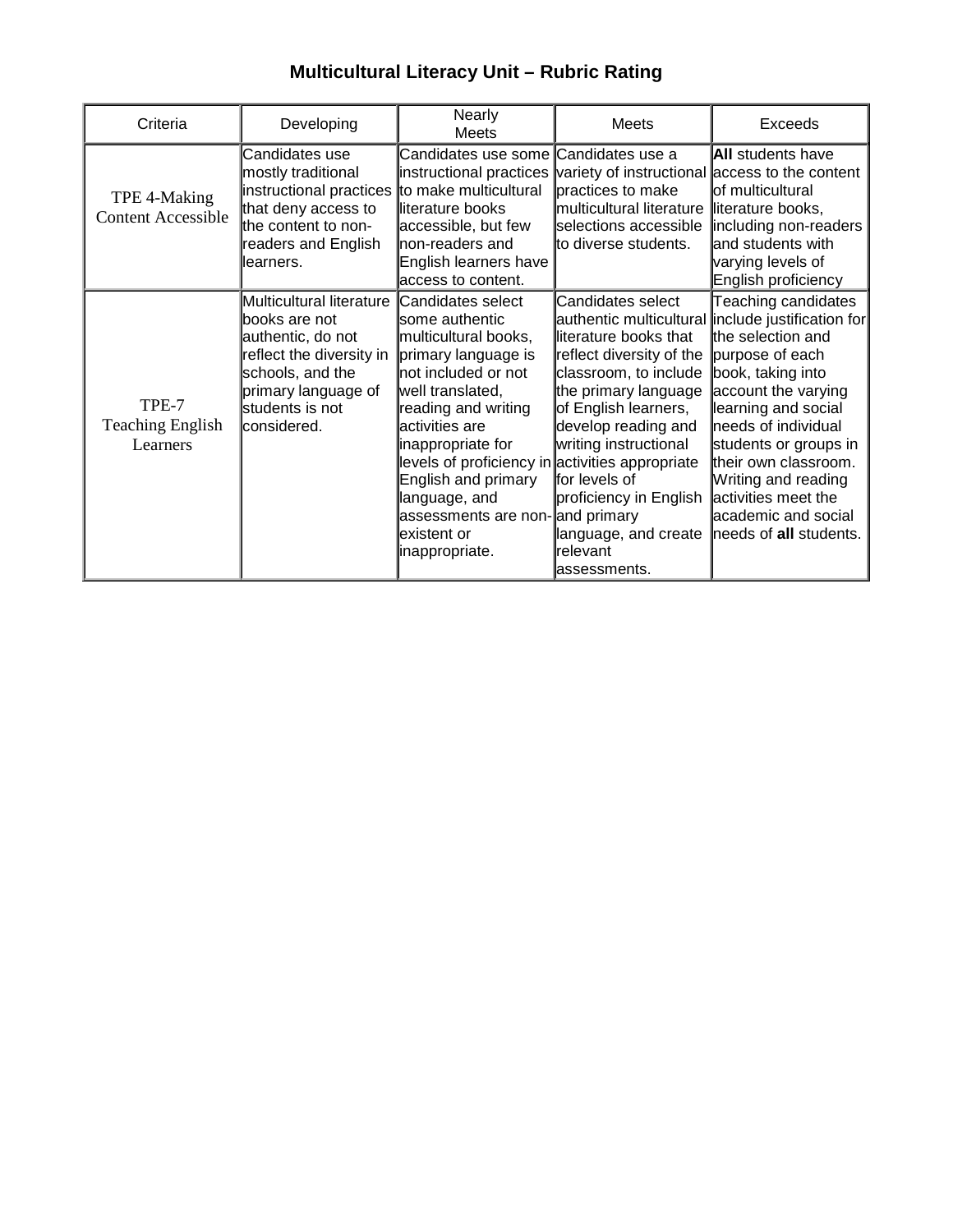# Multicultural Literacy Unit – Rubric Rating

| Criteria | Developing | Nearly Meets | Meets | Exceeds |
|---|---|---|---|---|
| TPE 4-Making Content Accessible | Candidates use mostly traditional instructional practices that deny access to the content to non-readers and English learners. | Candidates use some instructional practices to make multicultural literature books accessible, but few non-readers and English learners have access to content. | Candidates use a variety of instructional practices to make multicultural literature selections accessible to diverse students. | **All** students have access to the content of multicultural literature books, including non-readers and students with varying levels of English proficiency |
| TPE-7 Teaching English Learners | Multicultural literature books are not authentic, do not reflect the diversity in schools, and the primary language of students is not considered. | Candidates select some authentic multicultural books, primary language is not included or not well translated, reading and writing activities are inappropriate for levels of proficiency in English and primary language, and assessments are non-existent or inappropriate. | Candidates select authentic multicultural literature books that reflect diversity of the classroom, to include the primary language of English learners, develop reading and writing instructional activities appropriate for levels of proficiency in English and primary language, and create relevant assessments. | Teaching candidates include justification for the selection and purpose of each book, taking into account the varying learning and social needs of individual students or groups in their own classroom. Writing and reading activities meet the academic and social needs of **all** students. |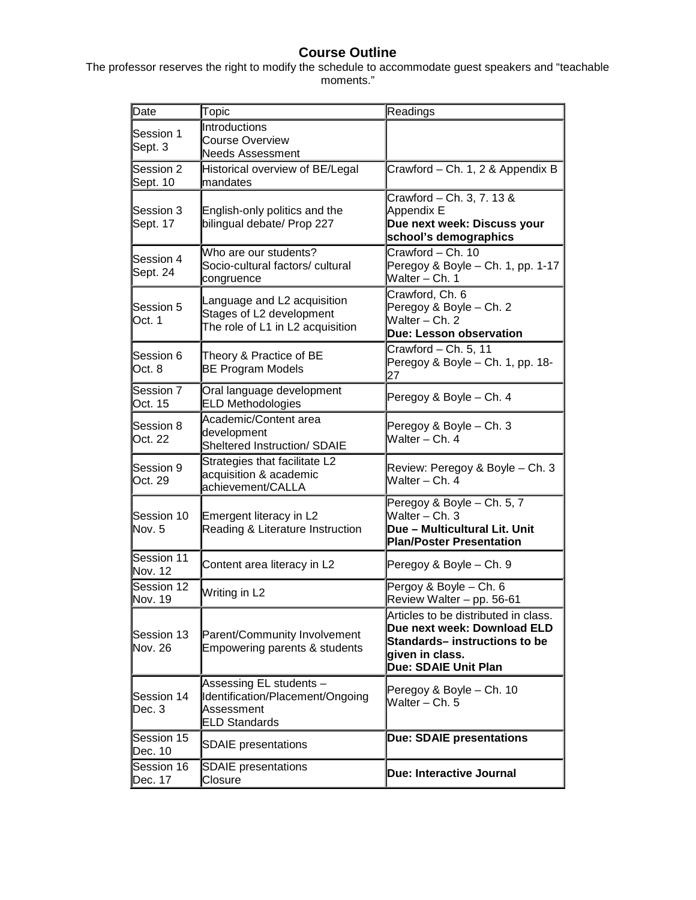## Course Outline

The professor reserves the right to modify the schedule to accommodate guest speakers and "teachable moments."

| Date | Topic | Readings |
|---|---|---|
| Session 1<br>Sept. 3 | Introductions<br>Course Overview<br>Needs Assessment | |
| Session 2<br>Sept. 10 | Historical overview of BE/Legal mandates | Crawford – Ch. 1, 2 & Appendix B |
| Session 3<br>Sept. 17 | English-only politics and the bilingual debate/ Prop 227 | Crawford – Ch. 3, 7. 13 & Appendix E<br>**Due next week: Discuss your school's demographics** |
| Session 4<br>Sept. 24 | Who are our students?<br>Socio-cultural factors/ cultural congruence | Crawford – Ch. 10<br>Peregoy & Boyle – Ch. 1, pp. 1-17<br>Walter – Ch. 1 |
| Session 5<br>Oct. 1 | Language and L2 acquisition<br>Stages of L2 development<br>The role of L1 in L2 acquisition | Crawford, Ch. 6<br>Peregoy & Boyle – Ch. 2<br>Walter – Ch. 2<br>**Due: Lesson observation** |
| Session 6<br>Oct. 8 | Theory & Practice of BE<br>BE Program Models | Crawford – Ch. 5, 11<br>Peregoy & Boyle – Ch. 1, pp. 18-27 |
| Session 7<br>Oct. 15 | Oral language development<br>ELD Methodologies | Peregoy & Boyle – Ch. 4 |
| Session 8<br>Oct. 22 | Academic/Content area development<br>Sheltered Instruction/ SDAIE | Peregoy & Boyle – Ch. 3<br>Walter – Ch. 4 |
| Session 9<br>Oct. 29 | Strategies that facilitate L2 acquisition & academic achievement/CALLA | Review: Peregoy & Boyle – Ch. 3<br>Walter – Ch. 4 |
| Session 10<br>Nov. 5 | Emergent literacy in L2<br>Reading & Literature Instruction | Peregoy & Boyle – Ch. 5, 7<br>Walter – Ch. 3<br>**Due – Multicultural Lit. Unit Plan/Poster Presentation** |
| Session 11<br>Nov. 12 | Content area literacy in L2 | Peregoy & Boyle – Ch. 9 |
| Session 12<br>Nov. 19 | Writing in L2 | Pergoy & Boyle – Ch. 6<br>Review Walter – pp. 56-61 |
| Session 13<br>Nov. 26 | Parent/Community Involvement<br>Empowering parents & students | Articles to be distributed in class.<br>**Due next week: Download ELD Standards– instructions to be given in class.**<br>**Due: SDAIE Unit Plan** |
| Session 14<br>Dec. 3 | Assessing EL students – Identification/Placement/Ongoing Assessment<br>ELD Standards | Peregoy & Boyle – Ch. 10<br>Walter – Ch. 5 |
| Session 15<br>Dec. 10 | SDAIE presentations | **Due: SDAIE presentations** |
| Session 16<br>Dec. 17 | SDAIE presentations<br>Closure | **Due: Interactive Journal** |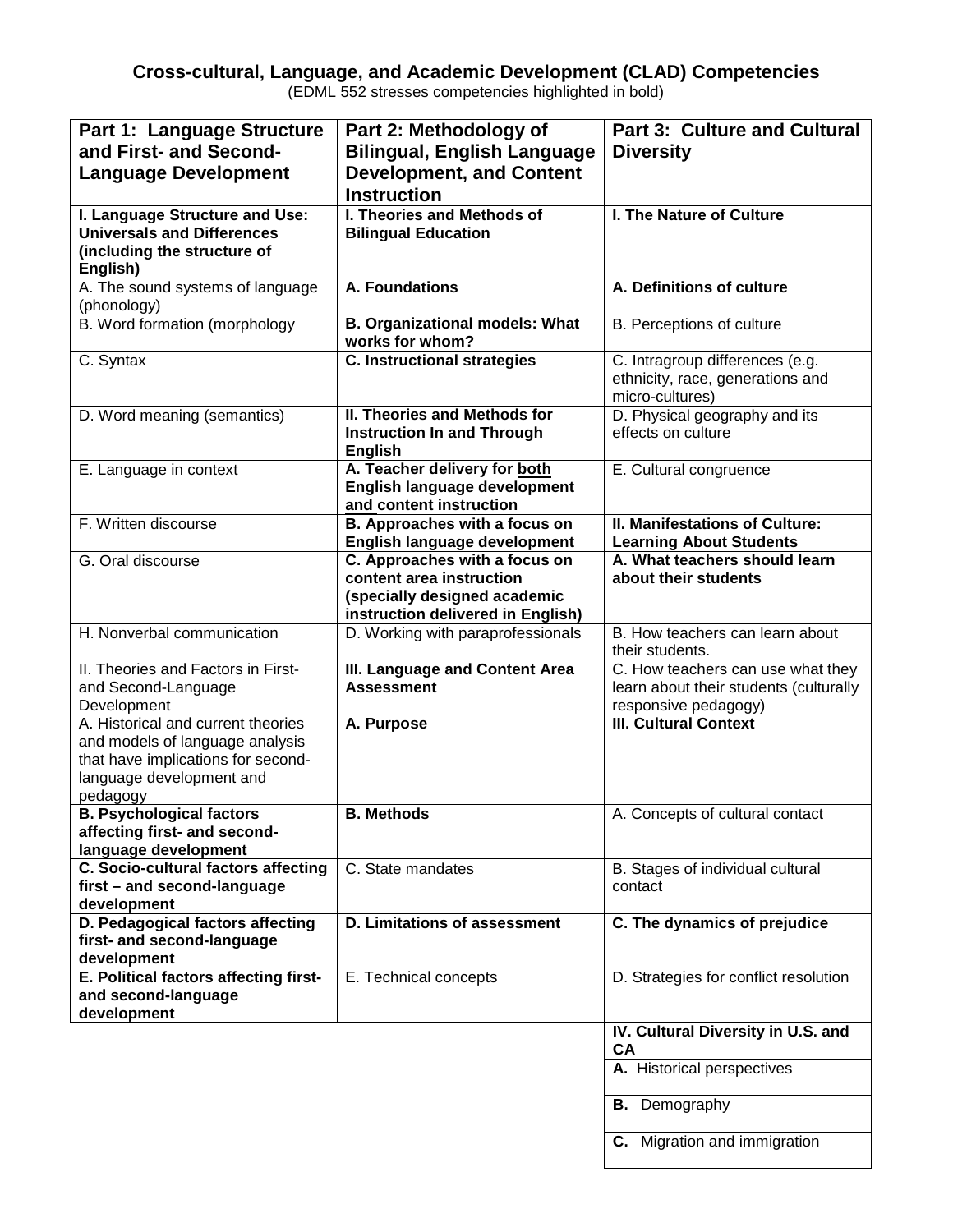**Cross-cultural, Language, and Academic Development (CLAD) Competencies**

(EDML 552 stresses competencies highlighted in bold)

| **Part 1: Language Structure and First- and Second-Language Development** | **Part 2: Methodology of Bilingual, English Language Development, and Content Instruction** | **Part 3: Culture and Cultural Diversity** |
|---|---|---|
| **I. Language Structure and Use: Universals and Differences (including the structure of English)** | **I. Theories and Methods of Bilingual Education** | **I. The Nature of Culture** |
| A. The sound systems of language (phonology) | **A. Foundations** | **A. Definitions of culture** |
| B. Word formation (morphology | **B. Organizational models: What works for whom?** | B. Perceptions of culture |
| C. Syntax | **C. Instructional strategies** | C. Intragroup differences (e.g. ethnicity, race, generations and micro-cultures) |
| D. Word meaning (semantics) | **II. Theories and Methods for Instruction In and Through English** | D. Physical geography and its effects on culture |
| E. Language in context | **A. Teacher delivery for both English language development and content instruction** | E. Cultural congruence |
| F. Written discourse | **B. Approaches with a focus on English language development** | **II. Manifestations of Culture: Learning About Students** |
| G. Oral discourse | **C. Approaches with a focus on content area instruction (specially designed academic instruction delivered in English)** | **A. What teachers should learn about their students** |
| H. Nonverbal communication | D. Working with paraprofessionals | B. How teachers can learn about their students. |
| II. Theories and Factors in First- and Second-Language Development | **III. Language and Content Area Assessment** | C. How teachers can use what they learn about their students (culturally responsive pedagogy) |
| A. Historical and current theories and models of language analysis that have implications for second-language development and pedagogy | **A. Purpose** | **III. Cultural Context** |
| **B. Psychological factors affecting first- and second-language development** | **B. Methods** | A. Concepts of cultural contact |
| **C. Socio-cultural factors affecting first – and second-language development** | C. State mandates | B. Stages of individual cultural contact |
| **D. Pedagogical factors affecting first- and second-language development** | **D. Limitations of assessment** | **C. The dynamics of prejudice** |
| **E. Political factors affecting first- and second-language development** | E. Technical concepts | D. Strategies for conflict resolution |
| | | **IV. Cultural Diversity in U.S. and CA** |
| | | **A.** Historical perspectives |
| | | **B.** Demography |
| | | **C.** Migration and immigration |